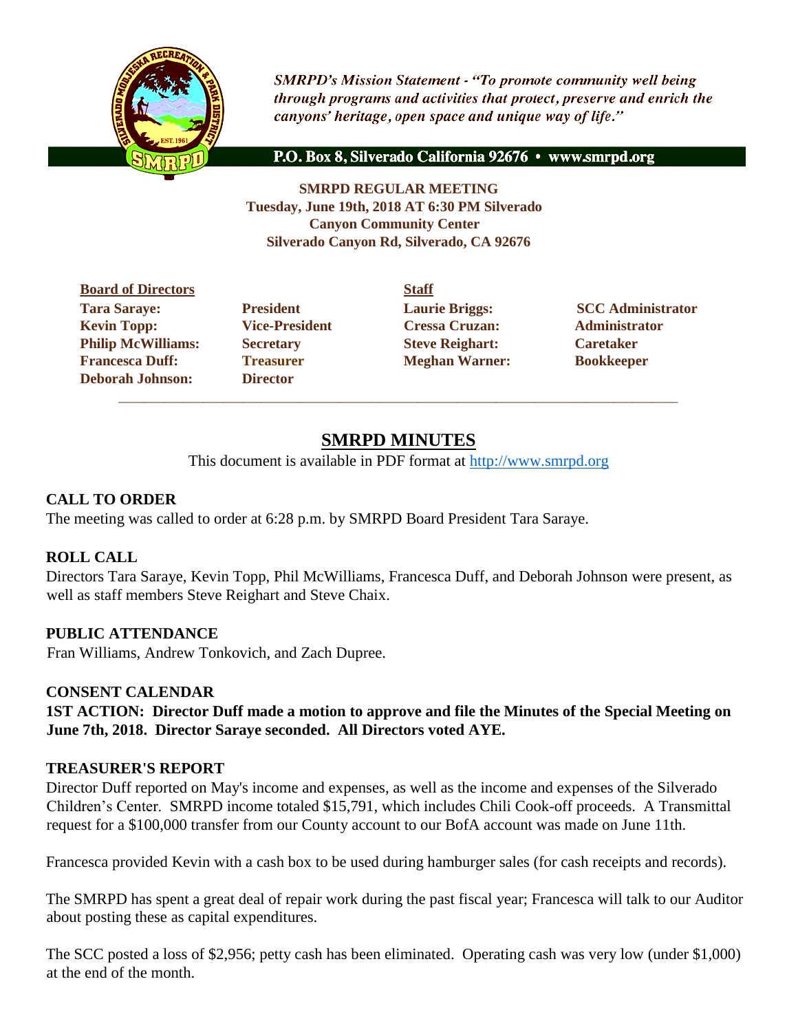*SMRPD's Mission Statement - "To promote community well being through programs and activities that protect, preserve and enrich the canyons' heritage, open space and unique way of life."*

**P.O. Box 8, Silverado California 92676 • www.smrpd.org**

**SMRPD REGULAR MEETING**
**Tuesday, June 19th, 2018 AT 6:30 PM Silverado Canyon Community Center**
**Silverado Canyon Rd, Silverado, CA 92676**

| **Board of Directors** | | **Staff** | |
|---|---|---|---|
| **Tara Saraye:** | **President** | **Laurie Briggs:** | **SCC Administrator** |
| **Kevin Topp:** | **Vice-President** | **Cressa Cruzan:** | **Administrator** |
| **Philip McWilliams:** | **Secretary** | **Steve Reighart:** | **Caretaker** |
| **Francesca Duff:** | **Treasurer** | **Meghan Warner:** | **Bookkeeper** |
| **Deborah Johnson:** | **Director** | | |

# SMRPD MINUTES

This document is available in PDF format at http://www.smrpd.org

## CALL TO ORDER

The meeting was called to order at 6:28 p.m. by SMRPD Board President Tara Saraye.

## ROLL CALL

Directors Tara Saraye, Kevin Topp, Phil McWilliams, Francesca Duff, and Deborah Johnson were present, as well as staff members Steve Reighart and Steve Chaix.

## PUBLIC ATTENDANCE

Fran Williams, Andrew Tonkovich, and Zach Dupree.

## CONSENT CALENDAR

**1ST ACTION: Director Duff made a motion to approve and file the Minutes of the Special Meeting on June 7th, 2018. Director Saraye seconded. All Directors voted AYE.**

## TREASURER'S REPORT

Director Duff reported on May's income and expenses, as well as the income and expenses of the Silverado Children's Center. SMRPD income totaled $15,791, which includes Chili Cook-off proceeds. A Transmittal request for a $100,000 transfer from our County account to our BofA account was made on June 11th.

Francesca provided Kevin with a cash box to be used during hamburger sales (for cash receipts and records).

The SMRPD has spent a great deal of repair work during the past fiscal year; Francesca will talk to our Auditor about posting these as capital expenditures.

The SCC posted a loss of $2,956; petty cash has been eliminated. Operating cash was very low (under $1,000) at the end of the month.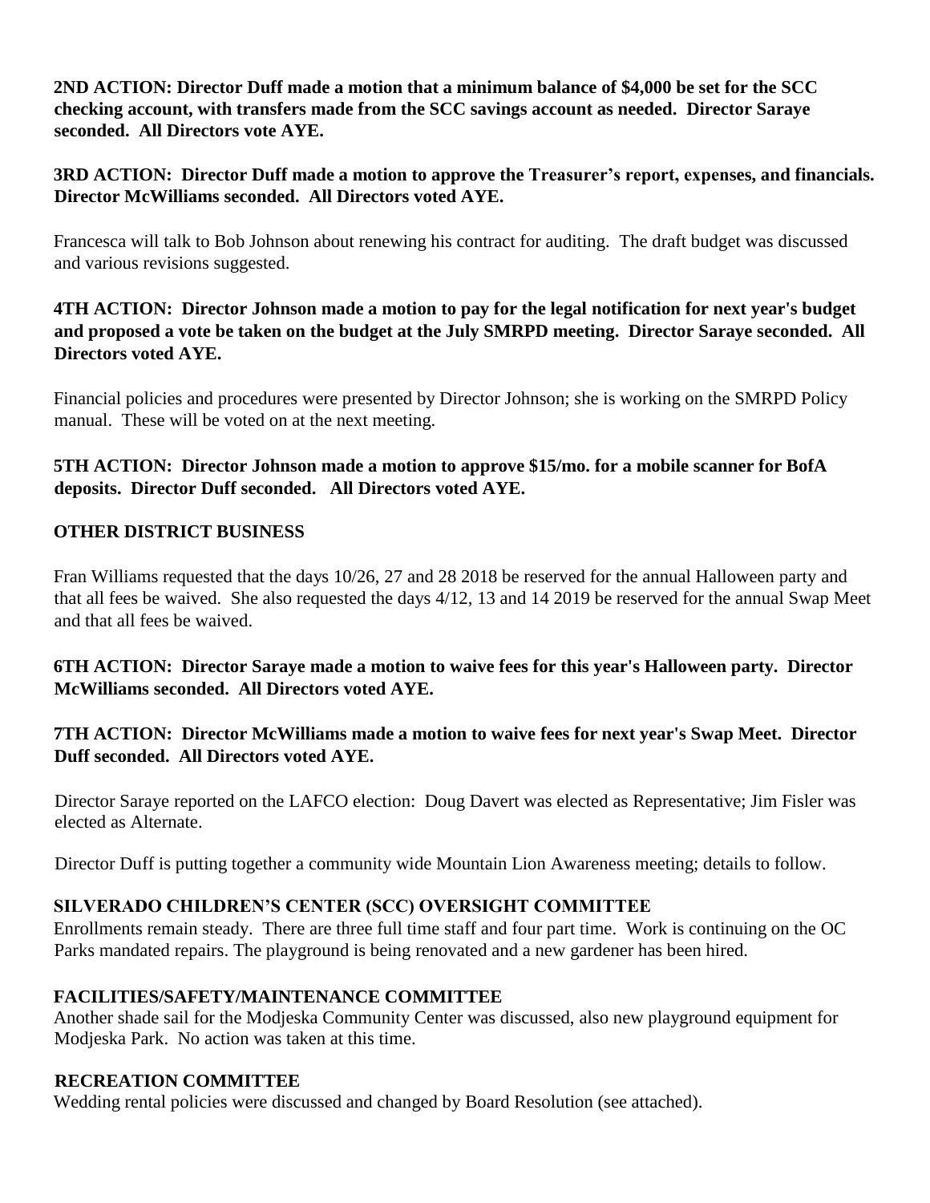**2ND ACTION: Director Duff made a motion that a minimum balance of $4,000 be set for the SCC checking account, with transfers made from the SCC savings account as needed. Director Saraye seconded. All Directors vote AYE.**

**3RD ACTION: Director Duff made a motion to approve the Treasurer's report, expenses, and financials. Director McWilliams seconded. All Directors voted AYE.**

Francesca will talk to Bob Johnson about renewing his contract for auditing. The draft budget was discussed and various revisions suggested.

**4TH ACTION: Director Johnson made a motion to pay for the legal notification for next year's budget and proposed a vote be taken on the budget at the July SMRPD meeting. Director Saraye seconded. All Directors voted AYE.**

Financial policies and procedures were presented by Director Johnson; she is working on the SMRPD Policy manual. These will be voted on at the next meeting.

**5TH ACTION: Director Johnson made a motion to approve $15/mo. for a mobile scanner for BofA deposits. Director Duff seconded. All Directors voted AYE.**

## OTHER DISTRICT BUSINESS

Fran Williams requested that the days 10/26, 27 and 28 2018 be reserved for the annual Halloween party and that all fees be waived. She also requested the days 4/12, 13 and 14 2019 be reserved for the annual Swap Meet and that all fees be waived.

**6TH ACTION: Director Saraye made a motion to waive fees for this year's Halloween party. Director McWilliams seconded. All Directors voted AYE.**

**7TH ACTION: Director McWilliams made a motion to waive fees for next year's Swap Meet. Director Duff seconded. All Directors voted AYE.**

Director Saraye reported on the LAFCO election: Doug Davert was elected as Representative; Jim Fisler was elected as Alternate.

Director Duff is putting together a community wide Mountain Lion Awareness meeting; details to follow.

## SILVERADO CHILDREN'S CENTER (SCC) OVERSIGHT COMMITTEE

Enrollments remain steady. There are three full time staff and four part time. Work is continuing on the OC Parks mandated repairs. The playground is being renovated and a new gardener has been hired.

## FACILITIES/SAFETY/MAINTENANCE COMMITTEE

Another shade sail for the Modjeska Community Center was discussed, also new playground equipment for Modjeska Park. No action was taken at this time.

## RECREATION COMMITTEE

Wedding rental policies were discussed and changed by Board Resolution (see attached).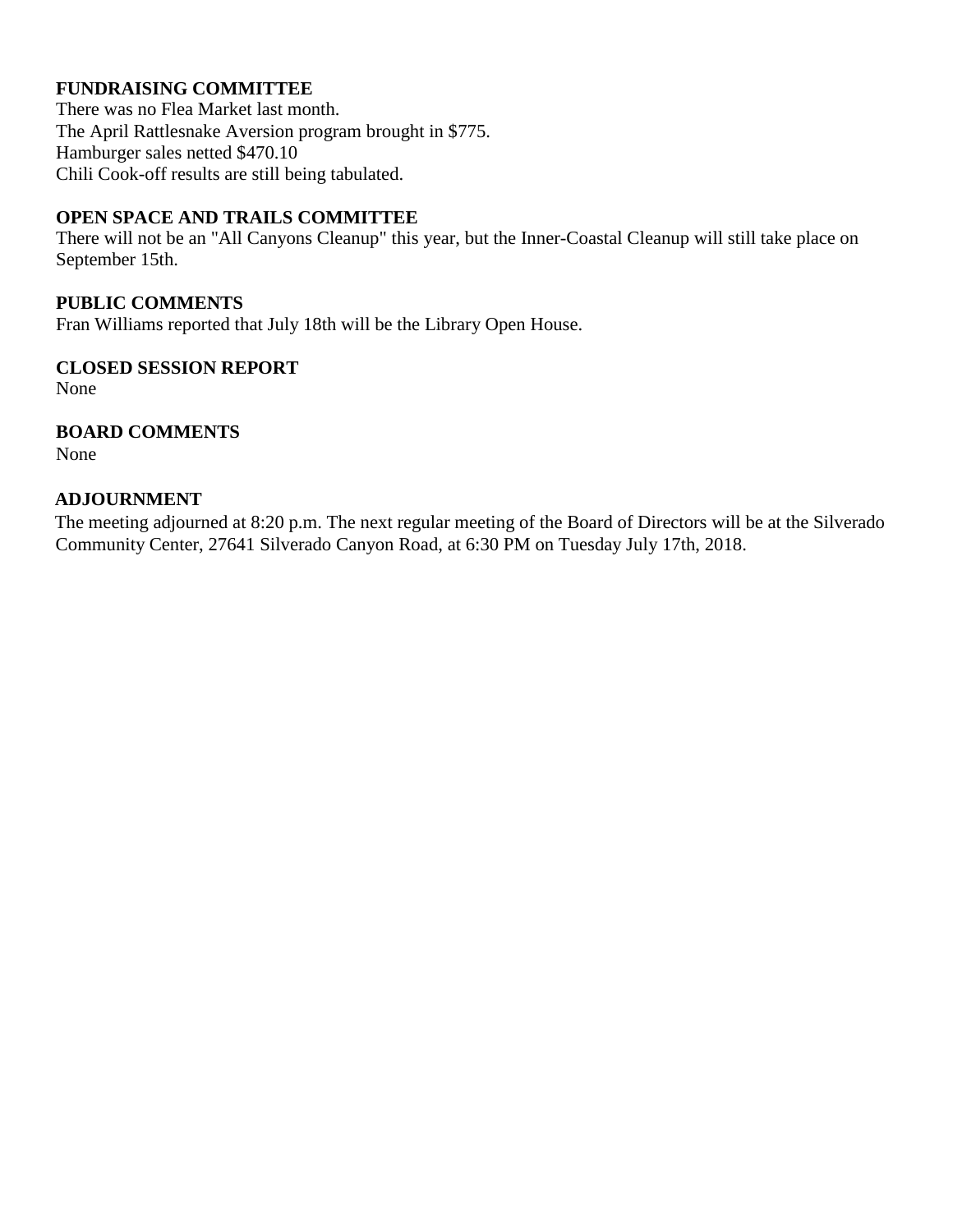**FUNDRAISING COMMITTEE**
There was no Flea Market last month.
The April Rattlesnake Aversion program brought in $775.
Hamburger sales netted $470.10
Chili Cook-off results are still being tabulated.

**OPEN SPACE AND TRAILS COMMITTEE**
There will not be an "All Canyons Cleanup" this year, but the Inner-Coastal Cleanup will still take place on September 15th.

**PUBLIC COMMENTS**
Fran Williams reported that July 18th will be the Library Open House.

**CLOSED SESSION REPORT**
None

**BOARD COMMENTS**
None

**ADJOURNMENT**
The meeting adjourned at 8:20 p.m. The next regular meeting of the Board of Directors will be at the Silverado Community Center, 27641 Silverado Canyon Road, at 6:30 PM on Tuesday July 17th, 2018.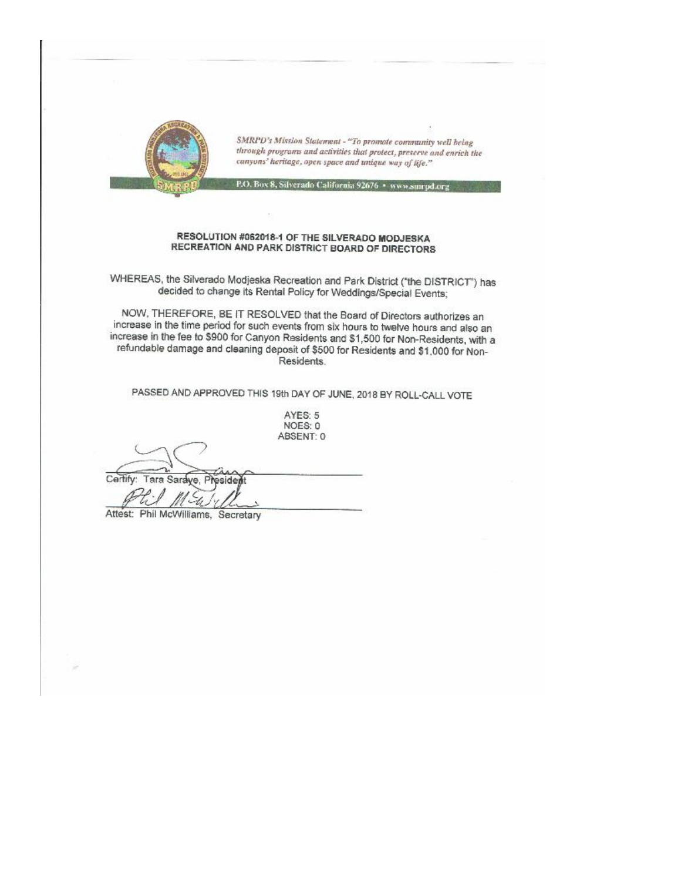*SMRPD's Mission Statement - "To promote community well being through programs and activities that protect, preserve and enrich the canyons' heritage, open space and unique way of life."*

P.O. Box 8, Silverado California 92676 • www.smrpd.org

**RESOLUTION #062018-1 OF THE SILVERADO MODJESKA RECREATION AND PARK DISTRICT BOARD OF DIRECTORS**

WHEREAS, the Silverado Modjeska Recreation and Park District ("the DISTRICT") has decided to change its Rental Policy for Weddings/Special Events;

NOW, THEREFORE, BE IT RESOLVED that the Board of Directors authorizes an increase in the time period for such events from six hours to twelve hours and also an increase in the fee to $900 for Canyon Residents and $1,500 for Non-Residents, with a refundable damage and cleaning deposit of $500 for Residents and $1,000 for Non-Residents.

PASSED AND APPROVED THIS 19th DAY OF JUNE, 2018 BY ROLL-CALL VOTE

AYES: 5
NOES: 0
ABSENT: 0

Certify: Tara Saraye, President

Attest: Phil McWilliams, Secretary